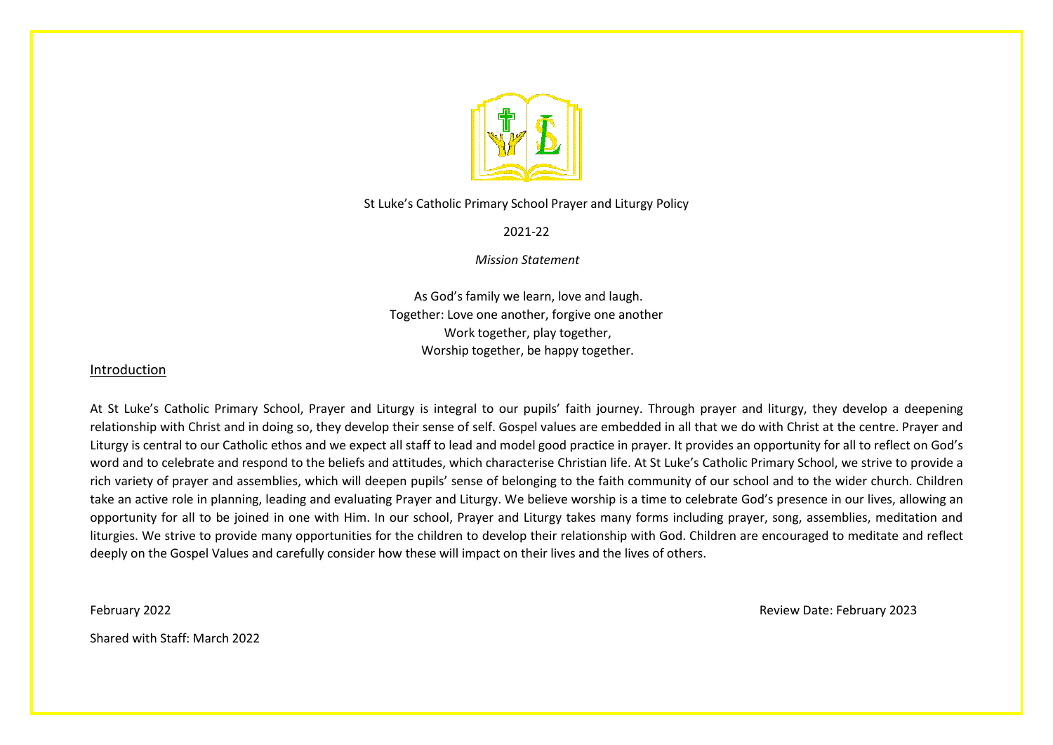St Luke's Catholic Primary School Prayer and Liturgy Policy

2021-22

*Mission Statement*

As God's family we learn, love and laugh.
Together: Love one another, forgive one another
Work together, play together,
Worship together, be happy together.

## Introduction

At St Luke's Catholic Primary School, Prayer and Liturgy is integral to our pupils' faith journey. Through prayer and liturgy, they develop a deepening relationship with Christ and in doing so, they develop their sense of self. Gospel values are embedded in all that we do with Christ at the centre. Prayer and Liturgy is central to our Catholic ethos and we expect all staff to lead and model good practice in prayer. It provides an opportunity for all to reflect on God's word and to celebrate and respond to the beliefs and attitudes, which characterise Christian life. At St Luke's Catholic Primary School, we strive to provide a rich variety of prayer and assemblies, which will deepen pupils' sense of belonging to the faith community of our school and to the wider church. Children take an active role in planning, leading and evaluating Prayer and Liturgy. We believe worship is a time to celebrate God's presence in our lives, allowing an opportunity for all to be joined in one with Him. In our school, Prayer and Liturgy takes many forms including prayer, song, assemblies, meditation and liturgies. We strive to provide many opportunities for the children to develop their relationship with God. Children are encouraged to meditate and reflect deeply on the Gospel Values and carefully consider how these will impact on their lives and the lives of others.

February 2022

Review Date: February 2023

Shared with Staff: March 2022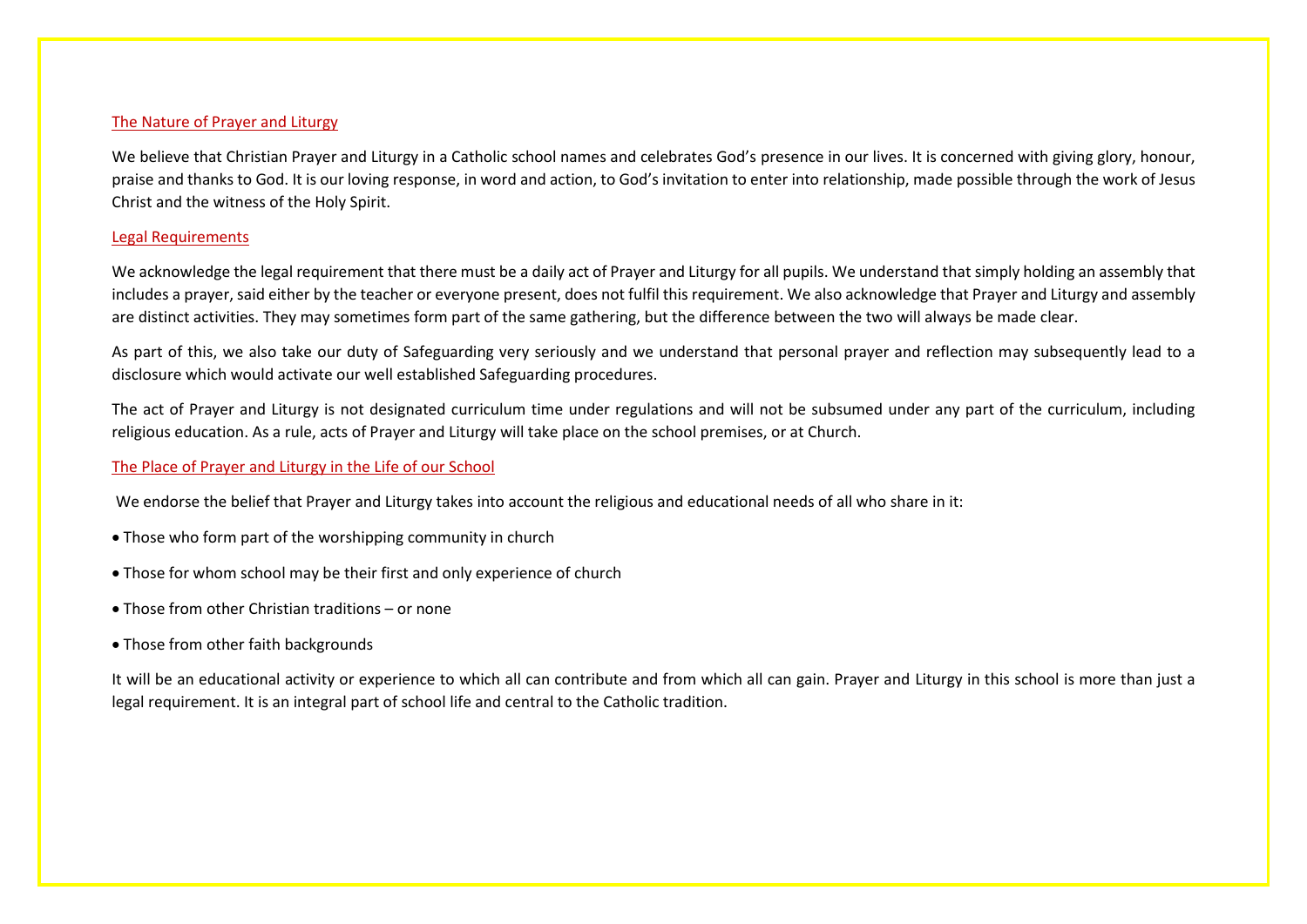## The Nature of Prayer and Liturgy

We believe that Christian Prayer and Liturgy in a Catholic school names and celebrates God's presence in our lives. It is concerned with giving glory, honour, praise and thanks to God. It is our loving response, in word and action, to God's invitation to enter into relationship, made possible through the work of Jesus Christ and the witness of the Holy Spirit.

## Legal Requirements

We acknowledge the legal requirement that there must be a daily act of Prayer and Liturgy for all pupils. We understand that simply holding an assembly that includes a prayer, said either by the teacher or everyone present, does not fulfil this requirement. We also acknowledge that Prayer and Liturgy and assembly are distinct activities. They may sometimes form part of the same gathering, but the difference between the two will always be made clear.

As part of this, we also take our duty of Safeguarding very seriously and we understand that personal prayer and reflection may subsequently lead to a disclosure which would activate our well established Safeguarding procedures.

The act of Prayer and Liturgy is not designated curriculum time under regulations and will not be subsumed under any part of the curriculum, including religious education. As a rule, acts of Prayer and Liturgy will take place on the school premises, or at Church.

## The Place of Prayer and Liturgy in the Life of our School

We endorse the belief that Prayer and Liturgy takes into account the religious and educational needs of all who share in it:

- Those who form part of the worshipping community in church
- Those for whom school may be their first and only experience of church
- Those from other Christian traditions – or none
- Those from other faith backgrounds

It will be an educational activity or experience to which all can contribute and from which all can gain. Prayer and Liturgy in this school is more than just a legal requirement. It is an integral part of school life and central to the Catholic tradition.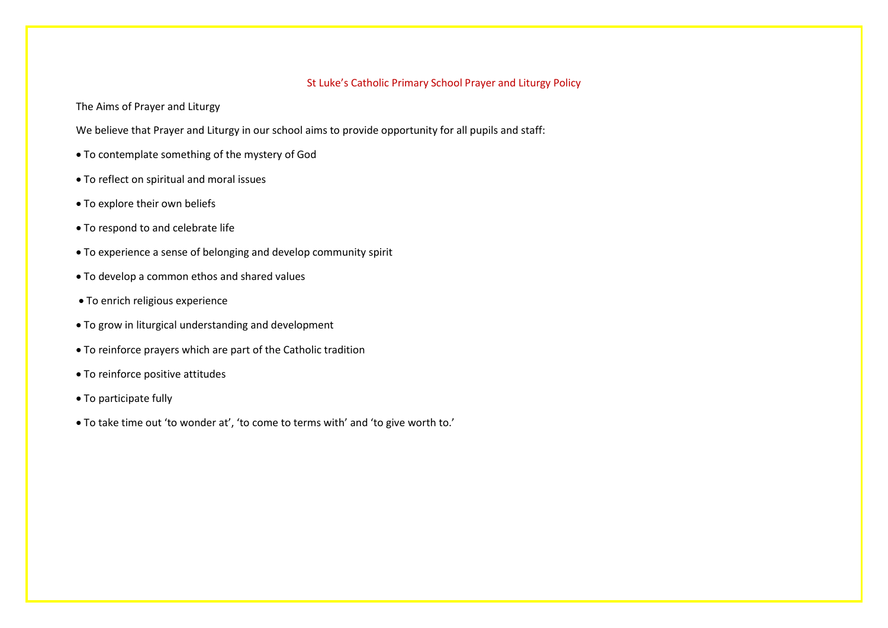# St Luke's Catholic Primary School Prayer and Liturgy Policy

## The Aims of Prayer and Liturgy

We believe that Prayer and Liturgy in our school aims to provide opportunity for all pupils and staff:

- To contemplate something of the mystery of God
- To reflect on spiritual and moral issues
- To explore their own beliefs
- To respond to and celebrate life
- To experience a sense of belonging and develop community spirit
- To develop a common ethos and shared values
- To enrich religious experience
- To grow in liturgical understanding and development
- To reinforce prayers which are part of the Catholic tradition
- To reinforce positive attitudes
- To participate fully
- To take time out 'to wonder at', 'to come to terms with' and 'to give worth to.'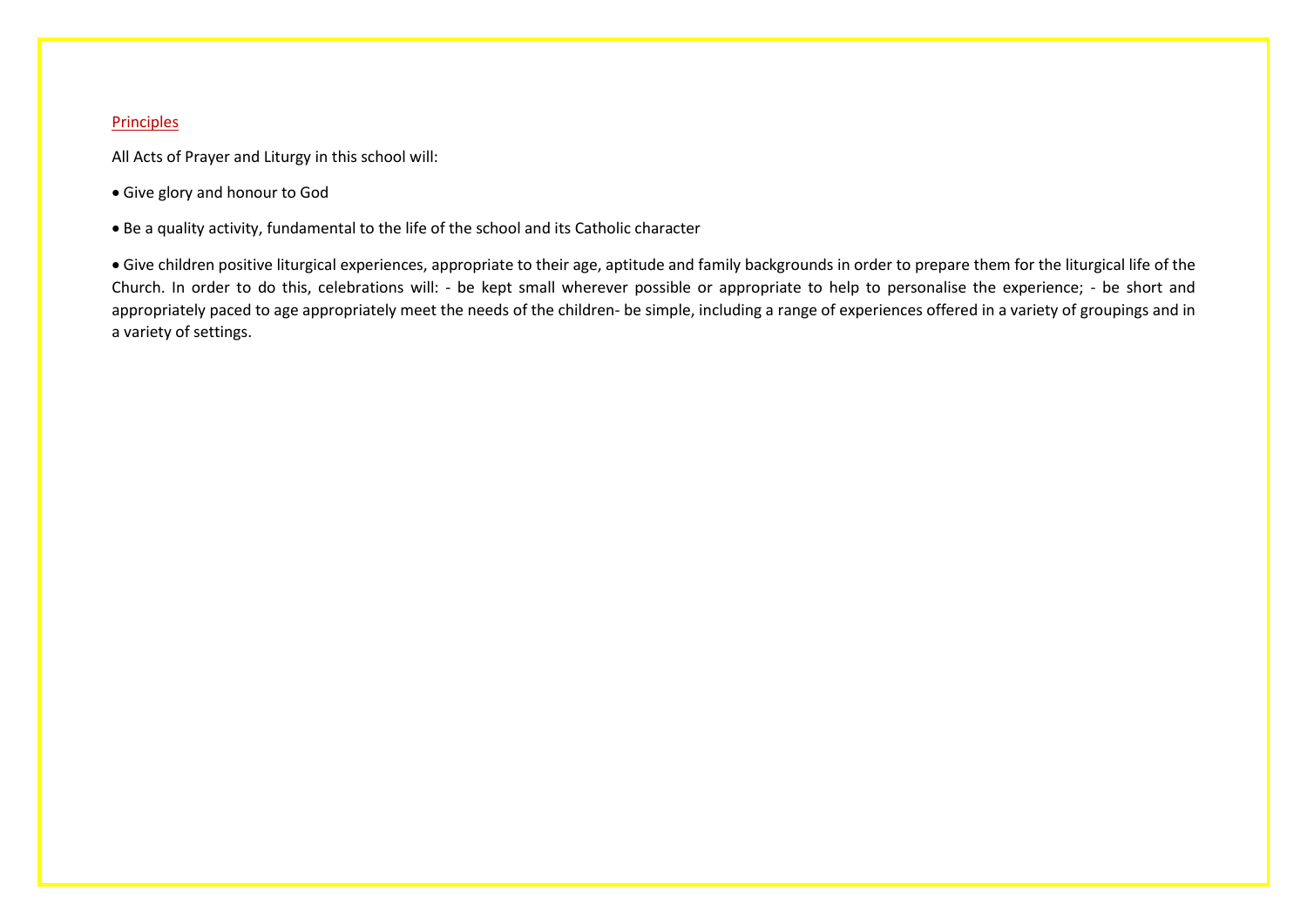## Principles

All Acts of Prayer and Liturgy in this school will:

- Give glory and honour to God
- Be a quality activity, fundamental to the life of the school and its Catholic character
- Give children positive liturgical experiences, appropriate to their age, aptitude and family backgrounds in order to prepare them for the liturgical life of the Church. In order to do this, celebrations will: - be kept small wherever possible or appropriate to help to personalise the experience; - be short and appropriately paced to age appropriately meet the needs of the children- be simple, including a range of experiences offered in a variety of groupings and in a variety of settings.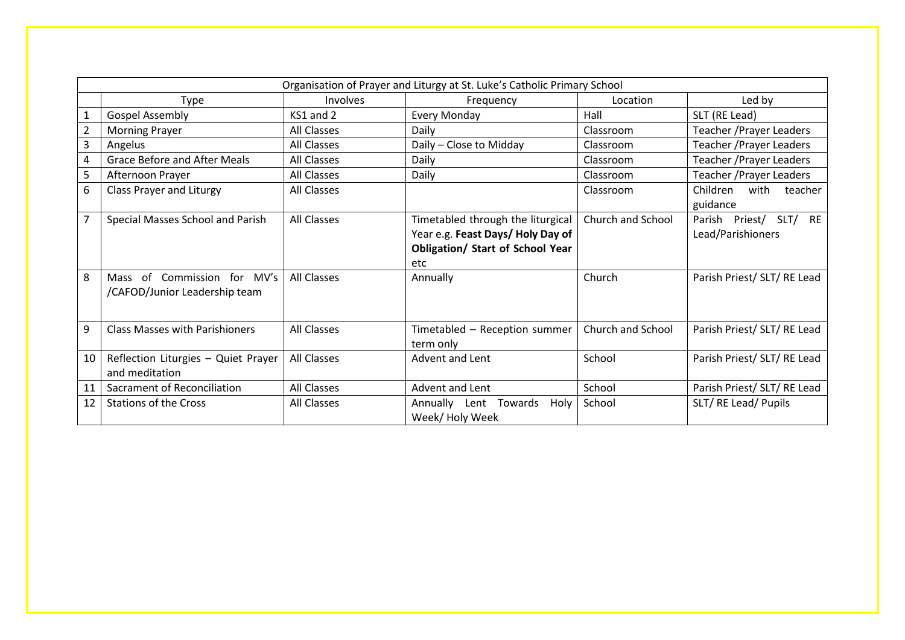| Organisation of Prayer and Liturgy at St. Luke's Catholic Primary School | | | | | |
|---|---|---|---|---|---|
| | Type | Involves | Frequency | Location | Led by |
| 1 | Gospel Assembly | KS1 and 2 | Every Monday | Hall | SLT (RE Lead) |
| 2 | Morning Prayer | All Classes | Daily | Classroom | Teacher /Prayer Leaders |
| 3 | Angelus | All Classes | Daily – Close to Midday | Classroom | Teacher /Prayer Leaders |
| 4 | Grace Before and After Meals | All Classes | Daily | Classroom | Teacher /Prayer Leaders |
| 5 | Afternoon Prayer | All Classes | Daily | Classroom | Teacher /Prayer Leaders |
| 6 | Class Prayer and Liturgy | All Classes | | Classroom | Children with teacher guidance |
| 7 | Special Masses School and Parish | All Classes | Timetabled through the liturgical Year e.g. **Feast Days/ Holy Day of Obligation/ Start of School Year** etc | Church and School | Parish Priest/ SLT/ RE Lead/Parishioners |
| 8 | Mass of Commission for MV's /CAFOD/Junior Leadership team | All Classes | Annually | Church | Parish Priest/ SLT/ RE Lead |
| 9 | Class Masses with Parishioners | All Classes | Timetabled – Reception summer term only | Church and School | Parish Priest/ SLT/ RE Lead |
| 10 | Reflection Liturgies – Quiet Prayer and meditation | All Classes | Advent and Lent | School | Parish Priest/ SLT/ RE Lead |
| 11 | Sacrament of Reconciliation | All Classes | Advent and Lent | School | Parish Priest/ SLT/ RE Lead |
| 12 | Stations of the Cross | All Classes | Annually Lent Towards Holy Week/ Holy Week | School | SLT/ RE Lead/ Pupils |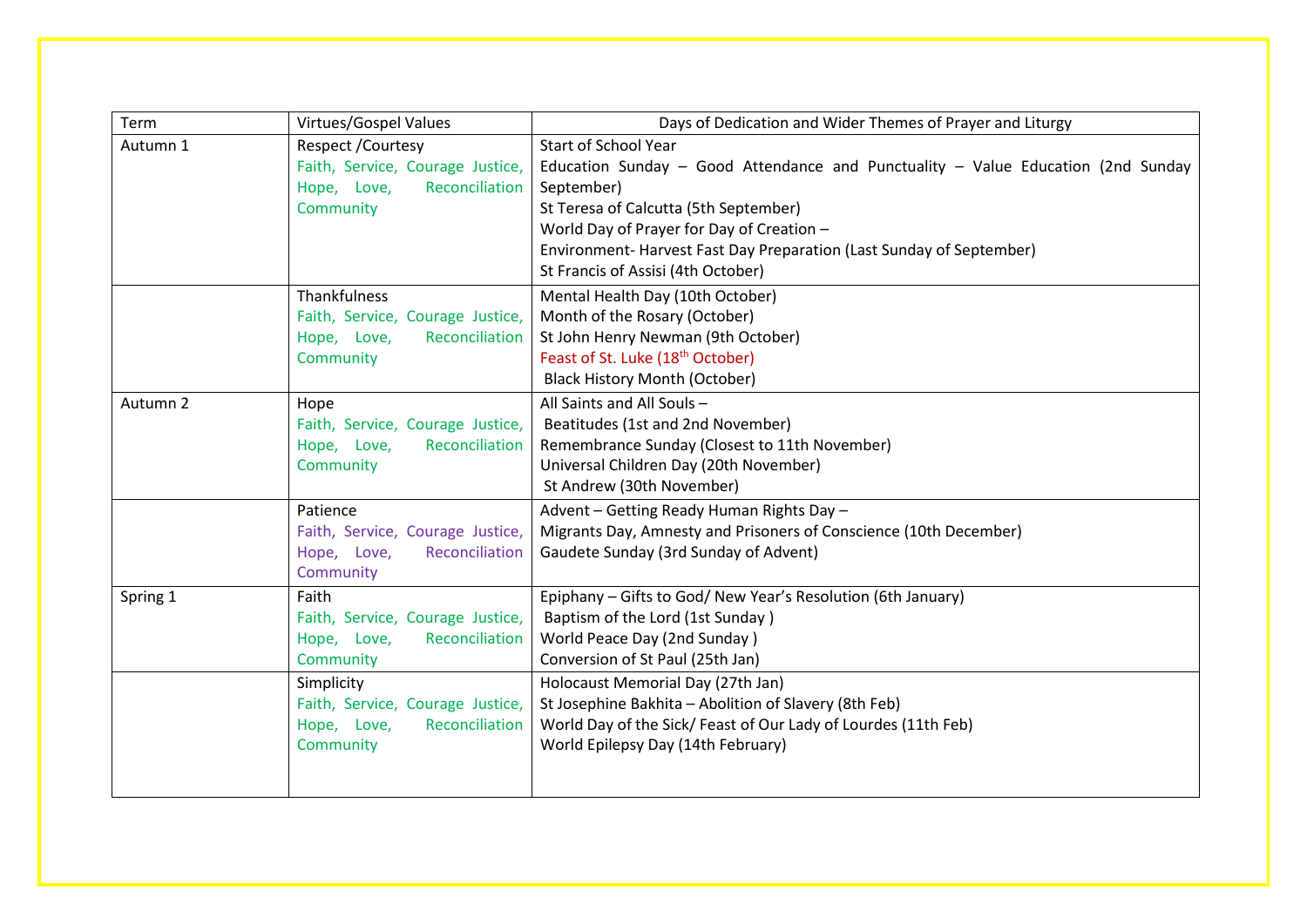| Term | Virtues/Gospel Values | Days of Dedication and Wider Themes of Prayer and Liturgy |
|---|---|---|
| Autumn 1 | Respect /Courtesy<br>Faith, Service, Courage Justice, Hope, Love, Reconciliation Community | Start of School Year<br>Education Sunday – Good Attendance and Punctuality – Value Education (2nd Sunday September)<br>St Teresa of Calcutta (5th September)<br>World Day of Prayer for Day of Creation –<br>Environment- Harvest Fast Day Preparation (Last Sunday of September)<br>St Francis of Assisi (4th October) |
| | Thankfulness<br>Faith, Service, Courage Justice, Hope, Love, Reconciliation Community | Mental Health Day (10th October)<br>Month of the Rosary (October)<br>St John Henry Newman (9th October)<br>Feast of St. Luke (18th October)<br>Black History Month (October) |
| Autumn 2 | Hope<br>Faith, Service, Courage Justice, Hope, Love, Reconciliation Community | All Saints and All Souls –<br>Beatitudes (1st and 2nd November)<br>Remembrance Sunday (Closest to 11th November)<br>Universal Children Day (20th November)<br>St Andrew (30th November) |
| | Patience<br>Faith, Service, Courage Justice, Hope, Love, Reconciliation Community | Advent – Getting Ready Human Rights Day –<br>Migrants Day, Amnesty and Prisoners of Conscience (10th December)<br>Gaudete Sunday (3rd Sunday of Advent) |
| Spring 1 | Faith<br>Faith, Service, Courage Justice, Hope, Love, Reconciliation Community | Epiphany – Gifts to God/ New Year's Resolution (6th January)<br>Baptism of the Lord (1st Sunday )<br>World Peace Day (2nd Sunday )<br>Conversion of St Paul (25th Jan) |
| | Simplicity<br>Faith, Service, Courage Justice, Hope, Love, Reconciliation Community | Holocaust Memorial Day (27th Jan)<br>St Josephine Bakhita – Abolition of Slavery (8th Feb)<br>World Day of the Sick/ Feast of Our Lady of Lourdes (11th Feb)<br>World Epilepsy Day (14th February) |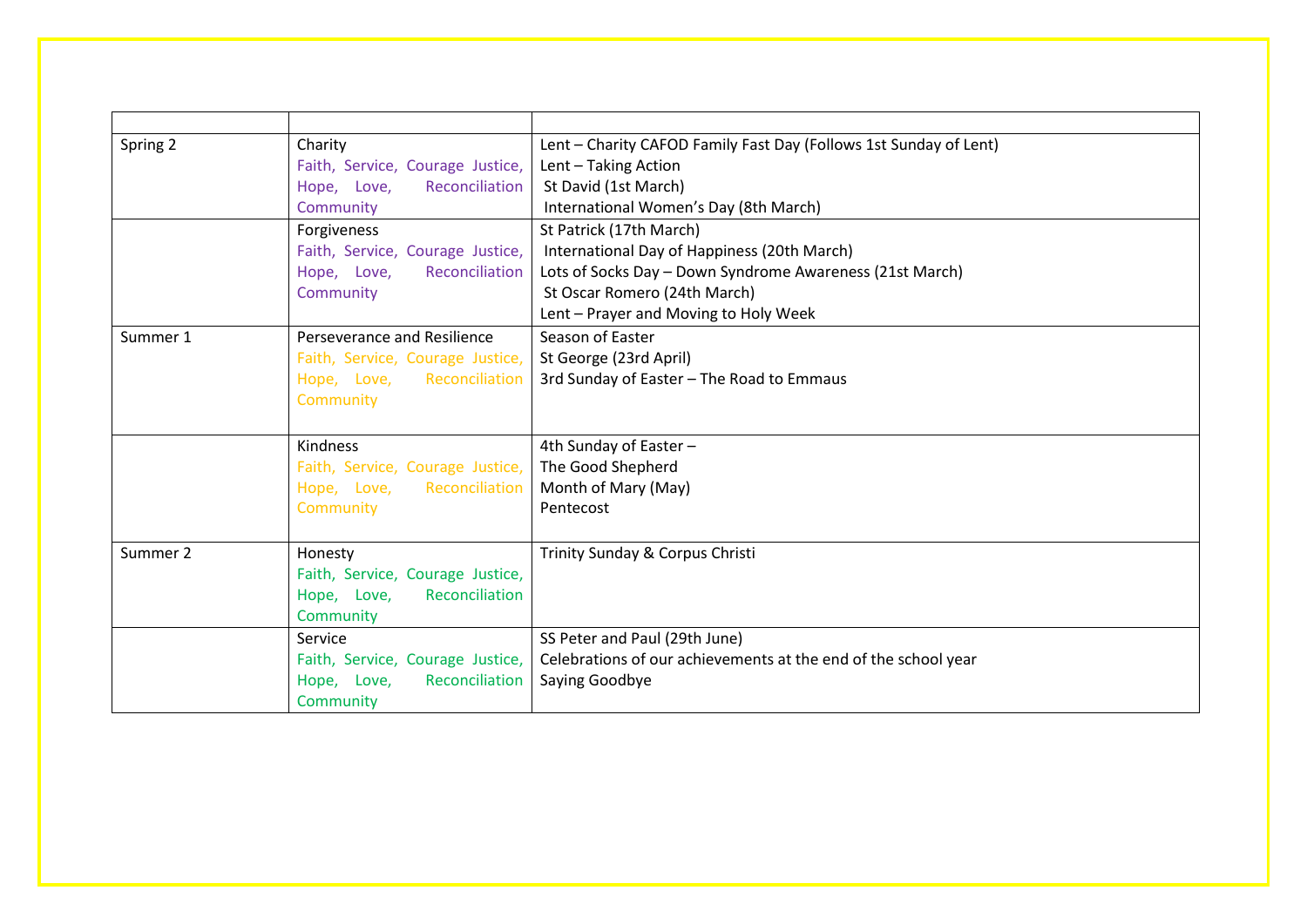| | | |
|---|---|---|
| Spring 2 | Charity<br>Faith, Service, Courage Justice, Hope, Love, Reconciliation Community | Lent – Charity CAFOD Family Fast Day (Follows 1st Sunday of Lent)<br>Lent – Taking Action<br>St David (1st March)<br>International Women's Day (8th March) |
| | Forgiveness<br>Faith, Service, Courage Justice, Hope, Love, Reconciliation Community | St Patrick (17th March)<br>International Day of Happiness (20th March)<br>Lots of Socks Day – Down Syndrome Awareness (21st March)<br>St Oscar Romero (24th March)<br>Lent – Prayer and Moving to Holy Week |
| Summer 1 | Perseverance and Resilience<br>Faith, Service, Courage Justice, Hope, Love, Reconciliation Community | Season of Easter<br>St George (23rd April)<br>3rd Sunday of Easter – The Road to Emmaus |
| | Kindness<br>Faith, Service, Courage Justice, Hope, Love, Reconciliation Community | 4th Sunday of Easter –<br>The Good Shepherd<br>Month of Mary (May)<br>Pentecost |
| Summer 2 | Honesty<br>Faith, Service, Courage Justice, Hope, Love, Reconciliation Community | Trinity Sunday & Corpus Christi |
| | Service<br>Faith, Service, Courage Justice, Hope, Love, Reconciliation Community | SS Peter and Paul (29th June)<br>Celebrations of our achievements at the end of the school year<br>Saying Goodbye |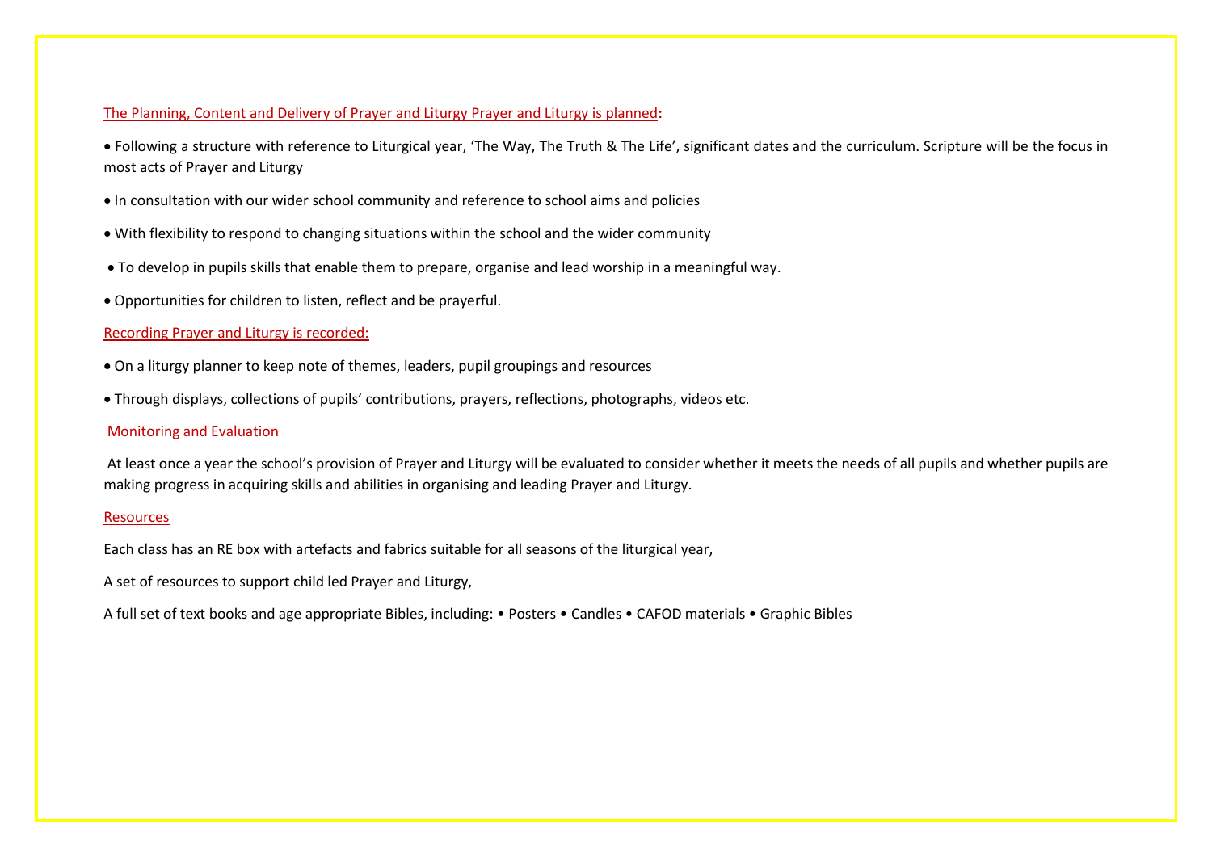## The Planning, Content and Delivery of Prayer and Liturgy Prayer and Liturgy is planned:

- Following a structure with reference to Liturgical year, 'The Way, The Truth & The Life', significant dates and the curriculum. Scripture will be the focus in most acts of Prayer and Liturgy
- In consultation with our wider school community and reference to school aims and policies
- With flexibility to respond to changing situations within the school and the wider community
- To develop in pupils skills that enable them to prepare, organise and lead worship in a meaningful way.
- Opportunities for children to listen, reflect and be prayerful.

## Recording Prayer and Liturgy is recorded:

- On a liturgy planner to keep note of themes, leaders, pupil groupings and resources
- Through displays, collections of pupils' contributions, prayers, reflections, photographs, videos etc.

## Monitoring and Evaluation

At least once a year the school's provision of Prayer and Liturgy will be evaluated to consider whether it meets the needs of all pupils and whether pupils are making progress in acquiring skills and abilities in organising and leading Prayer and Liturgy.

## Resources

Each class has an RE box with artefacts and fabrics suitable for all seasons of the liturgical year,

A set of resources to support child led Prayer and Liturgy,

A full set of text books and age appropriate Bibles, including: • Posters • Candles • CAFOD materials • Graphic Bibles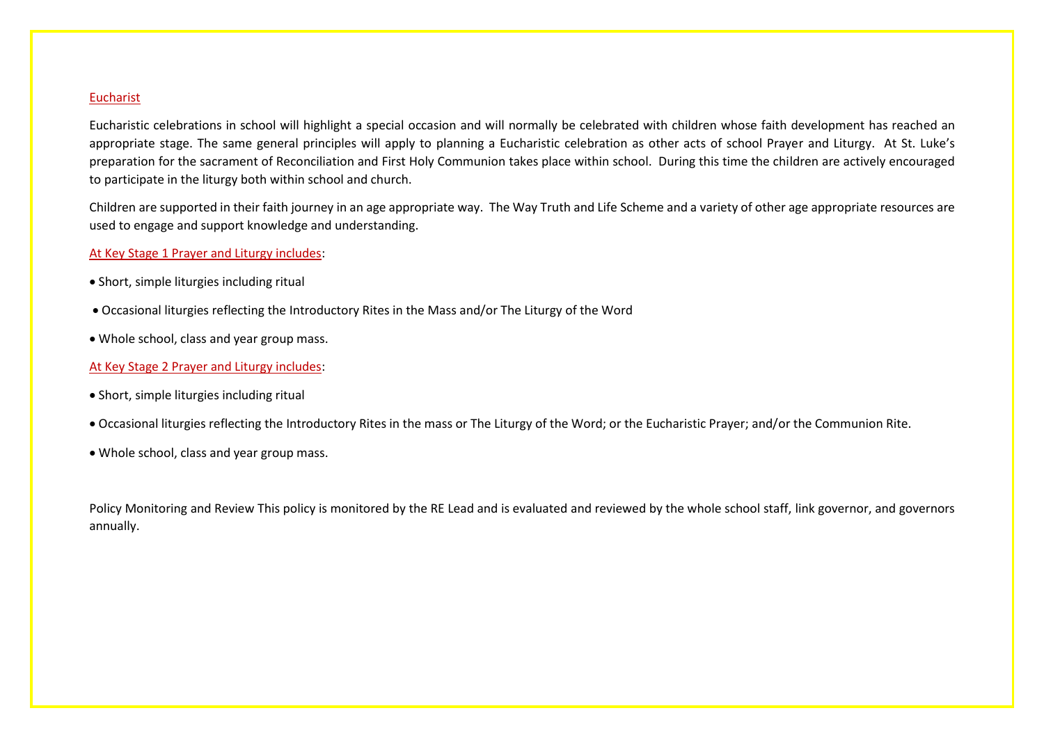## Eucharist

Eucharistic celebrations in school will highlight a special occasion and will normally be celebrated with children whose faith development has reached an appropriate stage. The same general principles will apply to planning a Eucharistic celebration as other acts of school Prayer and Liturgy. At St. Luke's preparation for the sacrament of Reconciliation and First Holy Communion takes place within school. During this time the children are actively encouraged to participate in the liturgy both within school and church.

Children are supported in their faith journey in an age appropriate way. The Way Truth and Life Scheme and a variety of other age appropriate resources are used to engage and support knowledge and understanding.

### At Key Stage 1 Prayer and Liturgy includes:

- Short, simple liturgies including ritual
- Occasional liturgies reflecting the Introductory Rites in the Mass and/or The Liturgy of the Word
- Whole school, class and year group mass.

### At Key Stage 2 Prayer and Liturgy includes:

- Short, simple liturgies including ritual
- Occasional liturgies reflecting the Introductory Rites in the mass or The Liturgy of the Word; or the Eucharistic Prayer; and/or the Communion Rite.
- Whole school, class and year group mass.

Policy Monitoring and Review This policy is monitored by the RE Lead and is evaluated and reviewed by the whole school staff, link governor, and governors annually.